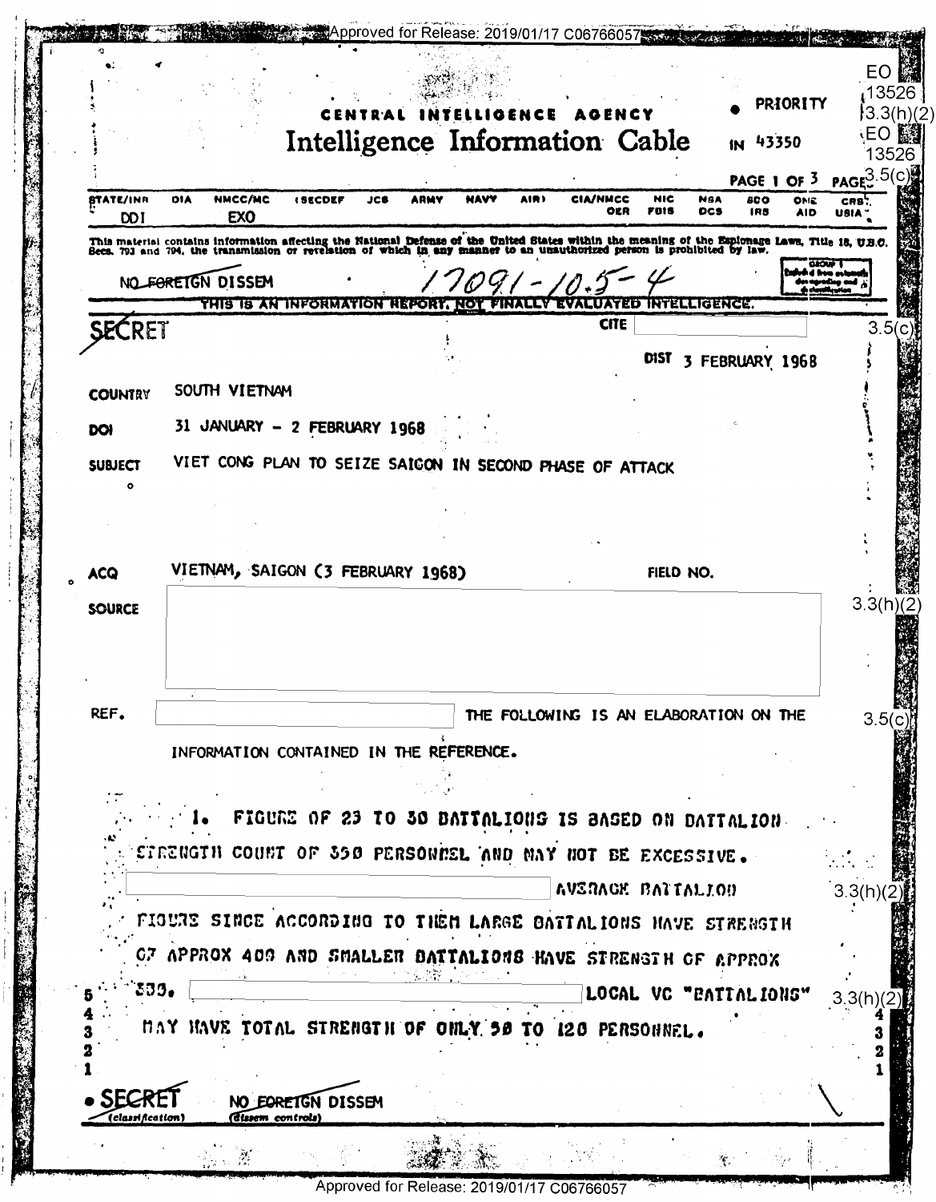EO 13526 3.3(h)(2)
EO 13526 3.5(c)

CENTRAL INTELLIGENCE AGENCY

# Intelligence Information Cable

PRIORITY

IN 43350

| STATE/INR | DIA | NMCC/MC | (SECDEF | JCS | ARMY | NAVY | AIR) | CIA/NMCC | NIC | NSA | SDO | ONE | CRS |
|---|---|---|---|---|---|---|---|---|---|---|---|---|---|
| | | | | | | | | OER | FBIS | DCS | IRS | AID | USIA |
| DDI | | EXO | | | | | | | | | | | |

This material contains information affecting the National Defense of the United States within the meaning of the Espionage Laws, Title 18, U.S.C. Secs. 793 and 794, the transmission or revelation of which in any manner to an unauthorized person is prohibited by law.

NO FOREIGN DISSEM 17091-10.5-4

GROUP 1 Excluded from automatic downgrading and declassification

THIS IS AN INFORMATION REPORT, NOT FINALLY EVALUATED INTELLIGENCE.

SECRET

CITE [redacted] 3.5(c)

DIST 3 FEBRUARY 1968

COUNTRY SOUTH VIETNAM

DOI 31 JANUARY - 2 FEBRUARY 1968

SUBJECT VIET CONG PLAN TO SEIZE SAIGON IN SECOND PHASE OF ATTACK

ACQ VIETNAM, SAIGON (3 FEBRUARY 1968) FIELD NO.

SOURCE [redacted] 3.3(h)(2)

REF. [redacted] THE FOLLOWING IS AN ELABORATION ON THE INFORMATION CONTAINED IN THE REFERENCE. 3.5(c)

1. FIGURE OF 23 TO 30 BATTALIONS IS BASED ON BATTALION STRENGTH COUNT OF 350 PERSONNEL AND MAY NOT BE EXCESSIVE. [redacted] AVERAGE BATTALION FIGURE SINCE ACCORDING TO THEM LARGE BATTALIONS HAVE STRENGTH OF APPROX 400 AND SMALLER BATTALIONS HAVE STRENGTH OF APPROX 330. [redacted] LOCAL VC "BATTALIONS" MAY HAVE TOTAL STRENGTH OF ONLY 90 TO 120 PERSONNEL. 3.3(h)(2)

SECRET (classification) NO FOREIGN DISSEM (dissem controls)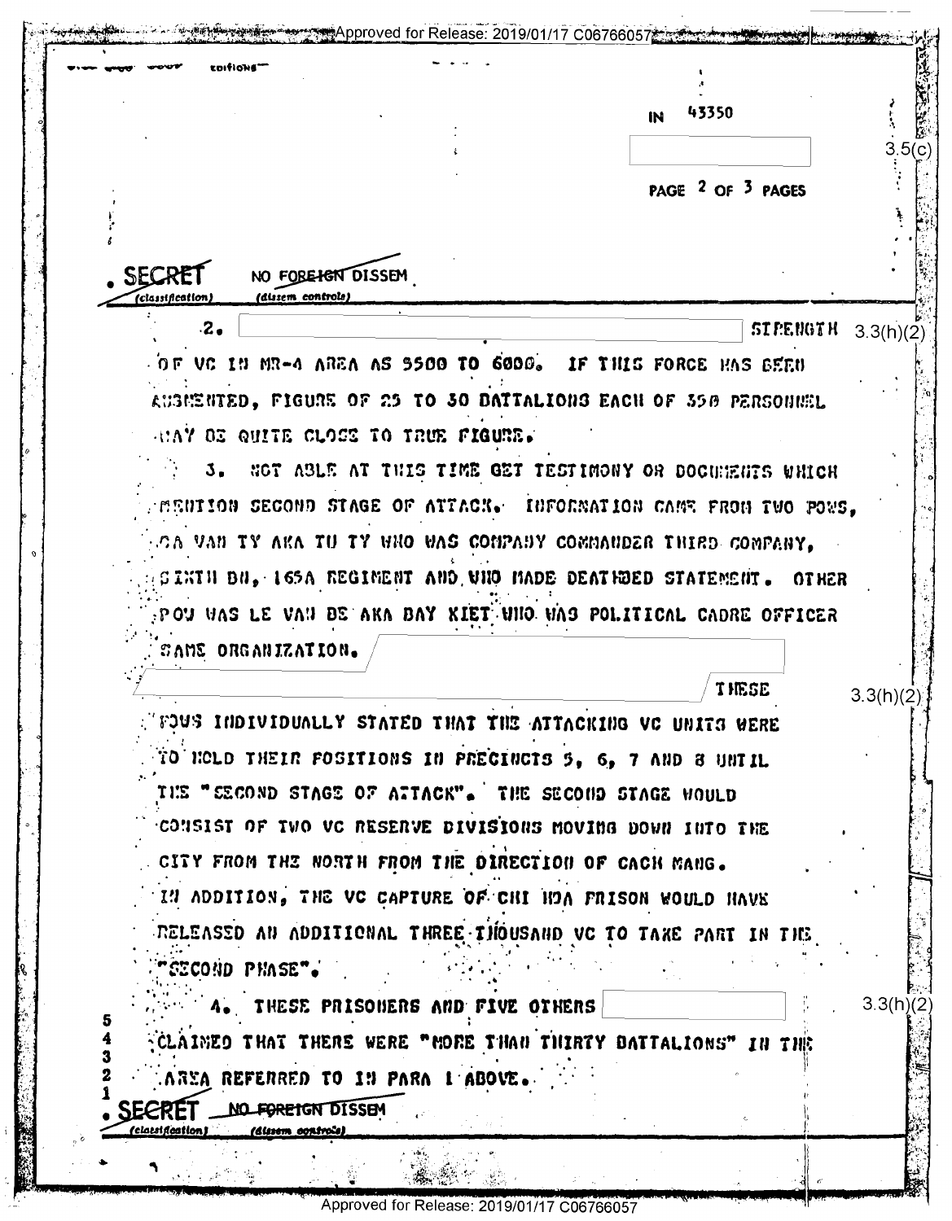IN 43350

3.5(c)

**SECRET** NO FOREIGN DISSEM

(classification) (dissem controls)

2. [REDACTED] STRENGTH OF VC IN MR-4 AREA AS 5500 TO 6000. IF THIS FORCE HAS BEEN AUGMENTED, FIGURE OF 25 TO 30 BATTALIONS EACH OF 350 PERSONNEL MAY BE QUITE CLOSE TO TRUE FIGURE. 3.3(h)(2)

3. NOT ABLE AT THIS TIME GET TESTIMONY OR DOCUMENTS WHICH MENTION SECOND STAGE OF ATTACK. INFORMATION CAME FROM TWO POWS, CA VAN TY AKA TU TY WHO WAS COMPANY COMMANDER THIRD COMPANY, SIXTH BN, 165A REGIMENT AND WHO MADE DEATHBED STATEMENT. OTHER POW WAS LE VAN BE AKA BAY KIET WHO WAS POLITICAL CADRE OFFICER SAME ORGANIZATION. [REDACTED] THESE POWS INDIVIDUALLY STATED THAT THE ATTACKING VC UNITS WERE TO HOLD THEIR POSITIONS IN PRECINCTS 5, 6, 7 AND 8 UNTIL THE "SECOND STAGE OF ATTACK". THE SECOND STAGE WOULD CONSIST OF TWO VC RESERVE DIVISIONS MOVING DOWN INTO THE CITY FROM THE NORTH FROM THE DIRECTION OF CACH MANG. IN ADDITION, THE VC CAPTURE OF CHI HOA PRISON WOULD HAVE RELEASED AN ADDITIONAL THREE THOUSAND VC TO TAKE PART IN THE "SECOND PHASE". 3.3(h)(2)

4. THESE PRISONERS AND FIVE OTHERS [REDACTED] CLAIMED THAT THERE WERE "MORE THAN THIRTY BATTALIONS" IN THE AREA REFERRED TO IN PARA 1 ABOVE. 3.3(h)(2)

**SECRET** NO FOREIGN DISSEM

(classification) (dissem controls)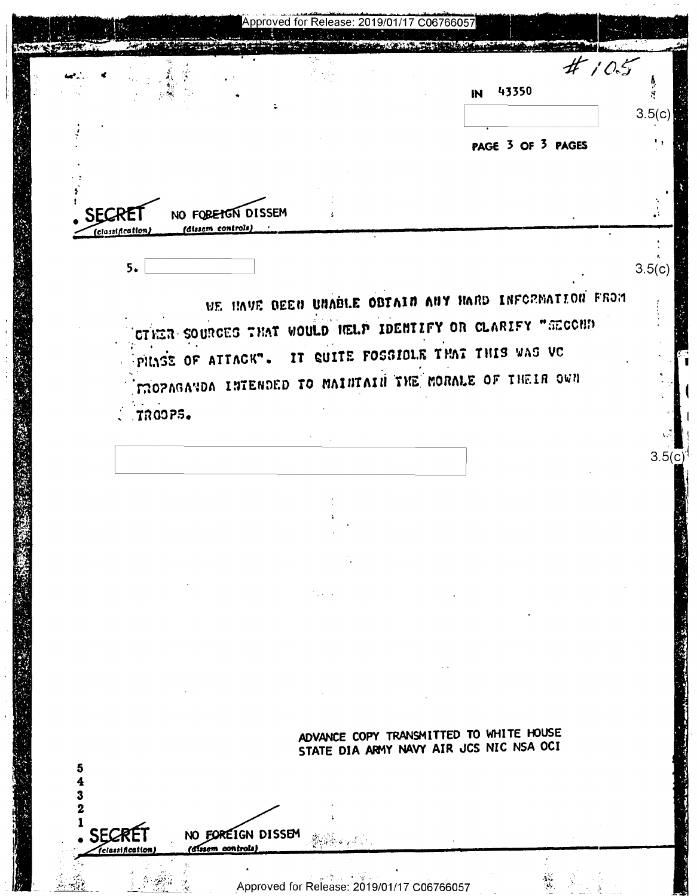#105

IN 43350

3.5(c)

SECRET NO FOREIGN DISSEM
(classification) (dissem controls)

5. 3.5(c)

WE HAVE BEEN UNABLE OBTAIN ANY HARD INFORMATION FROM OTHER SOURCES THAT WOULD HELP IDENTIFY OR CLARIFY "SECOND PHASE OF ATTACK". IT QUITE POSSIBLE THAT THIS WAS VC PROPAGANDA INTENDED TO MAINTAIN THE MORALE OF THEIR OWN TROOPS.

3.5(c)

ADVANCE COPY TRANSMITTED TO WHITE HOUSE STATE DIA ARMY NAVY AIR JCS NIC NSA OCI

5
4
3
2
1

SECRET NO FOREIGN DISSEM
(classification) (dissem controls)